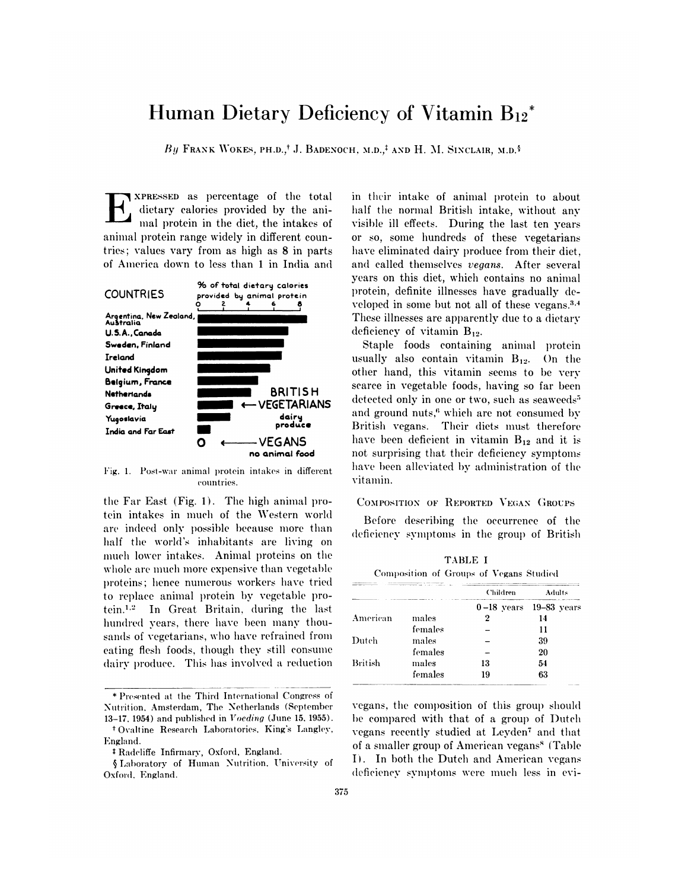# Human Dietary Deficiency of Vitamin $B_{12}$*

*By* Frank Wokes, Ph.D.,† J. Badenoch, M.D.,‡ and H. M. Sinclair, M.D.§

Expressed as percentage of the total dietary calories provided by the animal protein in the diet, the intakes of animal protein range widely in different countries; values vary from as high as 8 in parts of America down to less than 1 in India and the Far East (Fig. 1). The high animal protein intakes in much of the Western world are indeed only possible because more than half the world's inhabitants are living on much lower intakes. Animal proteins on the whole are much more expensive than vegetable proteins; hence numerous workers have tried to replace animal protein by vegetable protein.[1,2] In Great Britain, during the last hundred years, there have been many thousands of vegetarians, who have refrained from eating flesh foods, though they still consume dairy produce. This has involved a reduction in their intake of animal protein to about half the normal British intake, without any visible ill effects. During the last ten years or so, some hundreds of these vegetarians have eliminated dairy produce from their diet, and called themselves *vegans*. After several years on this diet, which contains no animal protein, definite illnesses have gradually developed in some but not all of these vegans.[3,4] These illnesses are apparently due to a dietary deficiency of vitamin $B_{12}$.

Fig. 1. Post-war animal protein intakes in different countries.

Staple foods containing animal protein usually also contain vitamin $B_{12}$. On the other hand, this vitamin seems to be very scarce in vegetable foods, having so far been detected only in one or two, such as seaweeds[5] and ground nuts,[6] which are not consumed by British vegans. Their diets must therefore have been deficient in vitamin $B_{12}$ and it is not surprising that their deficiency symptoms have been alleviated by administration of the vitamin.

## Composition of Reported Vegan Groups

Before describing the occurrence of the deficiency symptoms in the group of British vegans, the composition of this group should be compared with that of a group of Dutch vegans recently studied at Leyden[7] and that of a smaller group of American vegans[8] (Table I). In both the Dutch and American vegans deficiency symptoms were much less in evi-

TABLE I

Composition of Groups of Vegans Studied

| | | Children | Adults |
|---|---|---|---|
| | | 0–18 years | 19–83 years |
| American | males | 2 | 14 |
| | females | – | 11 |
| Dutch | males | – | 39 |
| | females | – | 20 |
| British | males | 13 | 54 |
| | females | 19 | 63 |

---

* Presented at the Third International Congress of Nutrition, Amsterdam, The Netherlands (September 13–17, 1954) and published in *Voeding* (June 15, 1955).

† Ovaltine Research Laboratories, King's Langley, England.

‡ Radcliffe Infirmary, Oxford, England.

§ Laboratory of Human Nutrition, University of Oxford, England.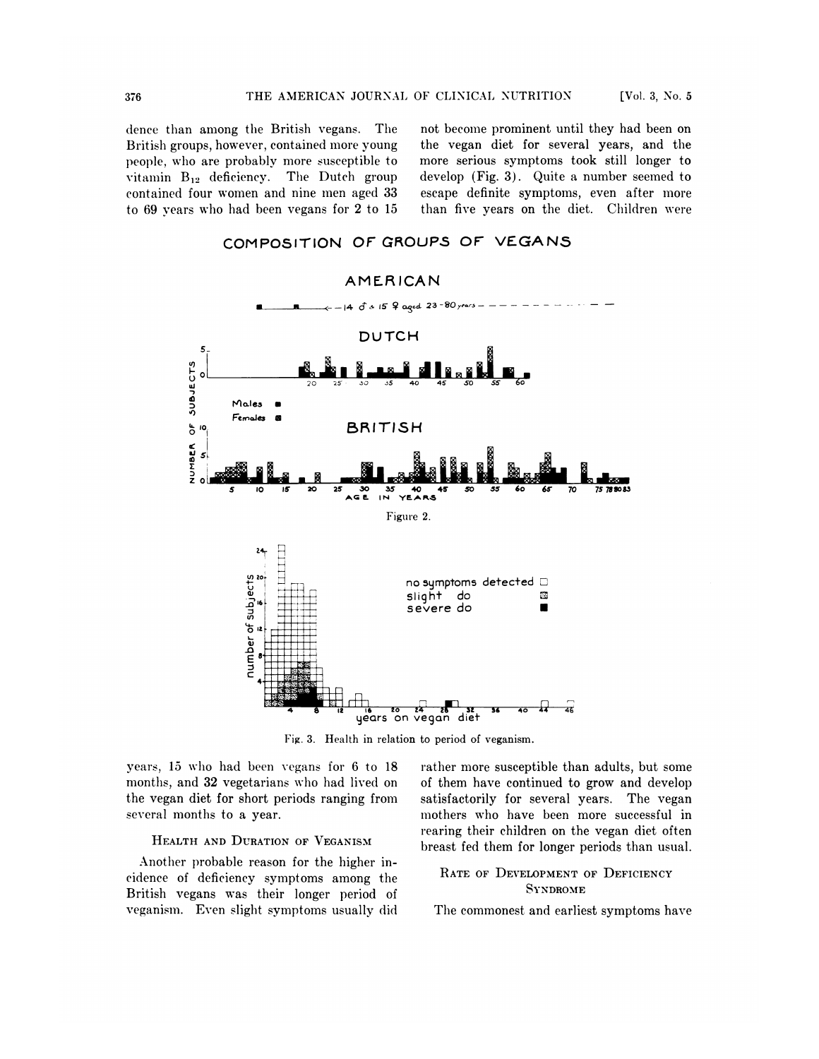dence than among the British vegans. The British groups, however, contained more young people, who are probably more susceptible to vitamin $B_{12}$ deficiency. The Dutch group contained four women and nine men aged 33 to 69 years who had been vegans for 2 to 15 years, 15 who had been vegans for 6 to 18 months, and 32 vegetarians who had lived on the vegan diet for short periods ranging from several months to a year.

Figure 2.

Fig. 3. Health in relation to period of veganism.

### Health and Duration of Veganism

Another probable reason for the higher incidence of deficiency symptoms among the British vegans was their longer period of veganism. Even slight symptoms usually did not become prominent until they had been on the vegan diet for several years, and the more serious symptoms took still longer to develop (Fig. 3). Quite a number seemed to escape definite symptoms, even after more than five years on the diet. Children were rather more susceptible than adults, but some of them have continued to grow and develop satisfactorily for several years. The vegan mothers who have been more successful in rearing their children on the vegan diet often breast fed them for longer periods than usual.

### Rate of Development of Deficiency Syndrome

The commonest and earliest symptoms have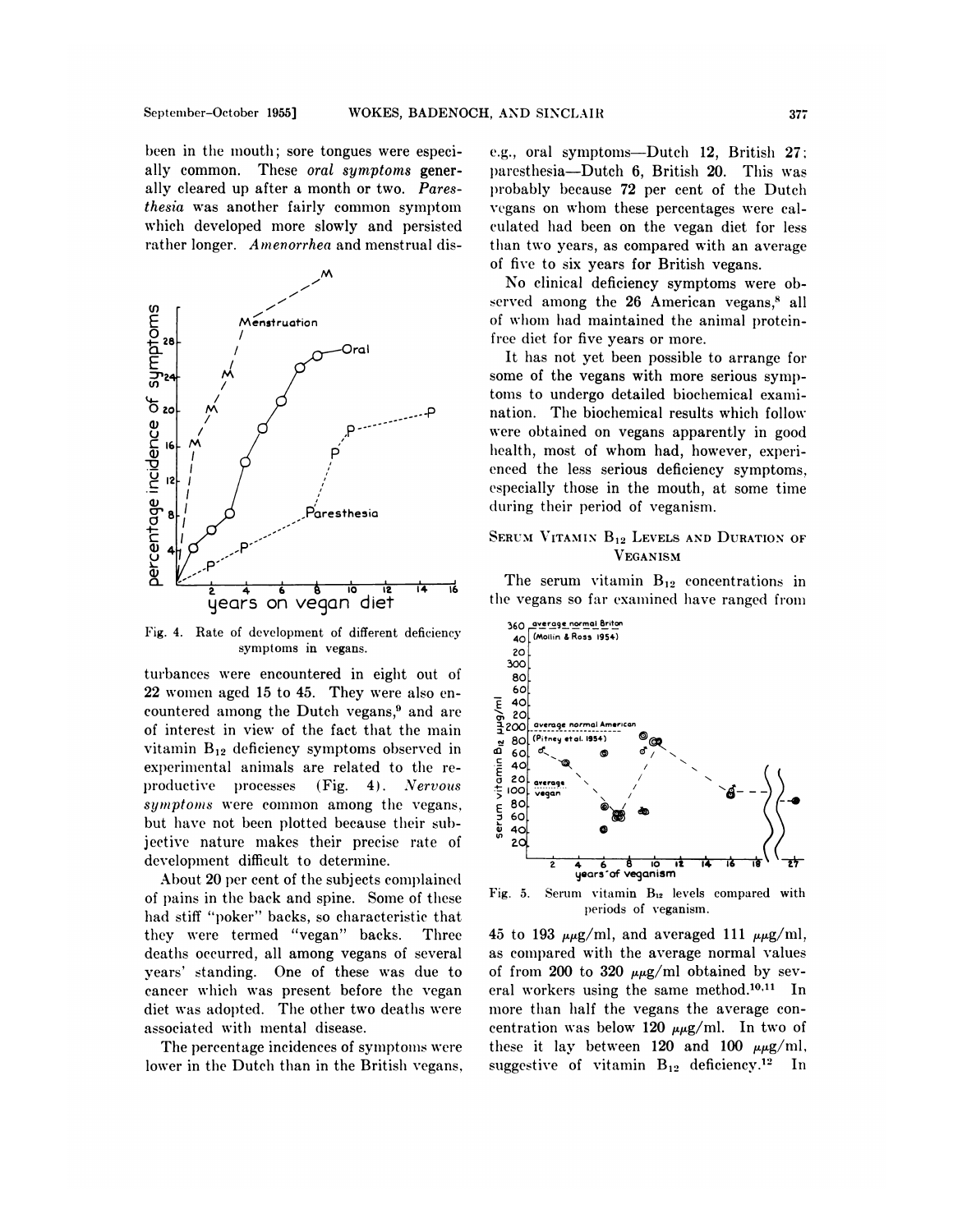been in the mouth; sore tongues were especially common. These *oral symptoms* generally cleared up after a month or two. *Paresthesia* was another fairly common symptom which developed more slowly and persisted rather longer. *Amenorrhea* and menstrual disturbances were encountered in eight out of 22 women aged 15 to 45. They were also encountered among the Dutch vegans,[9] and are of interest in view of the fact that the main vitamin $B_{12}$ deficiency symptoms observed in experimental animals are related to the reproductive processes (Fig. 4). *Nervous symptoms* were common among the vegans, but have not been plotted because their subjective nature makes their precise rate of development difficult to determine.

Fig. 4. Rate of development of different deficiency symptoms in vegans.

About 20 per cent of the subjects complained of pains in the back and spine. Some of these had stiff "poker" backs, so characteristic that they were termed "vegan" backs. Three deaths occurred, all among vegans of several years' standing. One of these was due to cancer which was present before the vegan diet was adopted. The other two deaths were associated with mental disease.

The percentage incidences of symptoms were lower in the Dutch than in the British vegans, e.g., oral symptoms—Dutch 12, British 27; paresthesia—Dutch 6, British 20. This was probably because 72 per cent of the Dutch vegans on whom these percentages were calculated had been on the vegan diet for less than two years, as compared with an average of five to six years for British vegans.

No clinical deficiency symptoms were observed among the 26 American vegans,[8] all of whom had maintained the animal protein-free diet for five years or more.

It has not yet been possible to arrange for some of the vegans with more serious symptoms to undergo detailed biochemical examination. The biochemical results which follow were obtained on vegans apparently in good health, most of whom had, however, experienced the less serious deficiency symptoms, especially those in the mouth, at some time during their period of veganism.

## Serum Vitamin $B_{12}$ Levels and Duration of Veganism

The serum vitamin $B_{12}$ concentrations in the vegans so far examined have ranged from 45 to 193 $\mu\mu g$/ml, and averaged 111 $\mu\mu g$/ml, as compared with the average normal values of from 200 to 320 $\mu\mu g$/ml obtained by several workers using the same method.[10,11] In more than half the vegans the average concentration was below 120 $\mu\mu g$/ml. In two of these it lay between 120 and 100 $\mu\mu g$/ml, suggestive of vitamin $B_{12}$ deficiency.[12] In

Fig. 5. Serum vitamin $B_{12}$ levels compared with periods of veganism.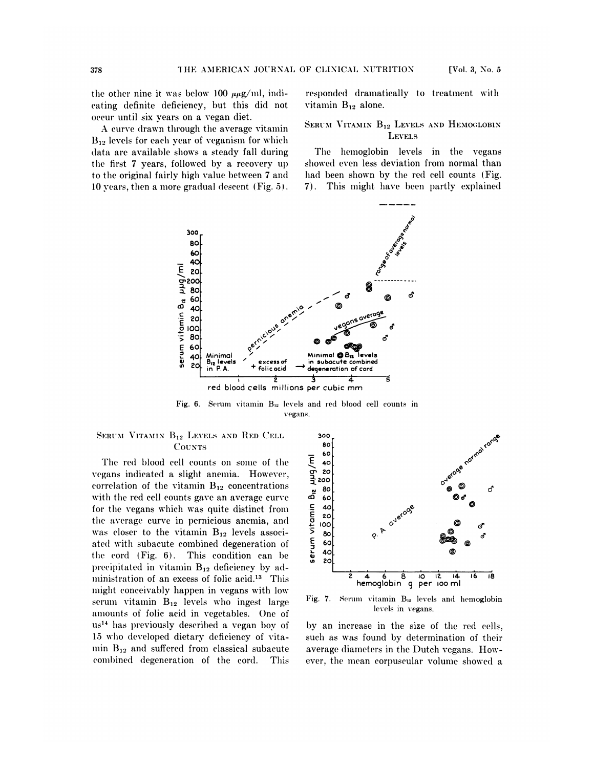the other nine it was below 100 $\mu\mu$g/ml, indicating definite deficiency, but this did not occur until six years on a vegan diet.

A curve drawn through the average vitamin $B_{12}$ levels for each year of veganism for which data are available shows a steady fall during the first 7 years, followed by a recovery up to the original fairly high value between 7 and 10 years, then a more gradual descent (Fig. 5).

Fig. 6. Serum vitamin $B_{12}$ levels and red blood cell counts in vegans.

## Serum Vitamin $B_{12}$ Levels and Red Cell Counts

The red blood cell counts on some of the vegans indicated a slight anemia. However, correlation of the vitamin $B_{12}$ concentrations with the red cell counts gave an average curve for the vegans which was quite distinct from the average curve in pernicious anemia, and was closer to the vitamin $B_{12}$ levels associated with subacute combined degeneration of the cord (Fig. 6). This condition can be precipitated in vitamin $B_{12}$ deficiency by administration of an excess of folic acid.[13] This might conceivably happen in vegans with low serum vitamin $B_{12}$ levels who ingest large amounts of folic acid in vegetables. One of us[14] has previously described a vegan boy of 15 who developed dietary deficiency of vitamin $B_{12}$ and suffered from classical subacute combined degeneration of the cord. This responded dramatically to treatment with vitamin $B_{12}$ alone.

## Serum Vitamin $B_{12}$ Levels and Hemoglobin Levels

The hemoglobin levels in the vegans showed even less deviation from normal than had been shown by the red cell counts (Fig. 7). This might have been partly explained by an increase in the size of the red cells, such as was found by determination of their average diameters in the Dutch vegans. However, the mean corpuscular volume showed a

Fig. 7. Serum vitamin $B_{12}$ levels and hemoglobin levels in vegans.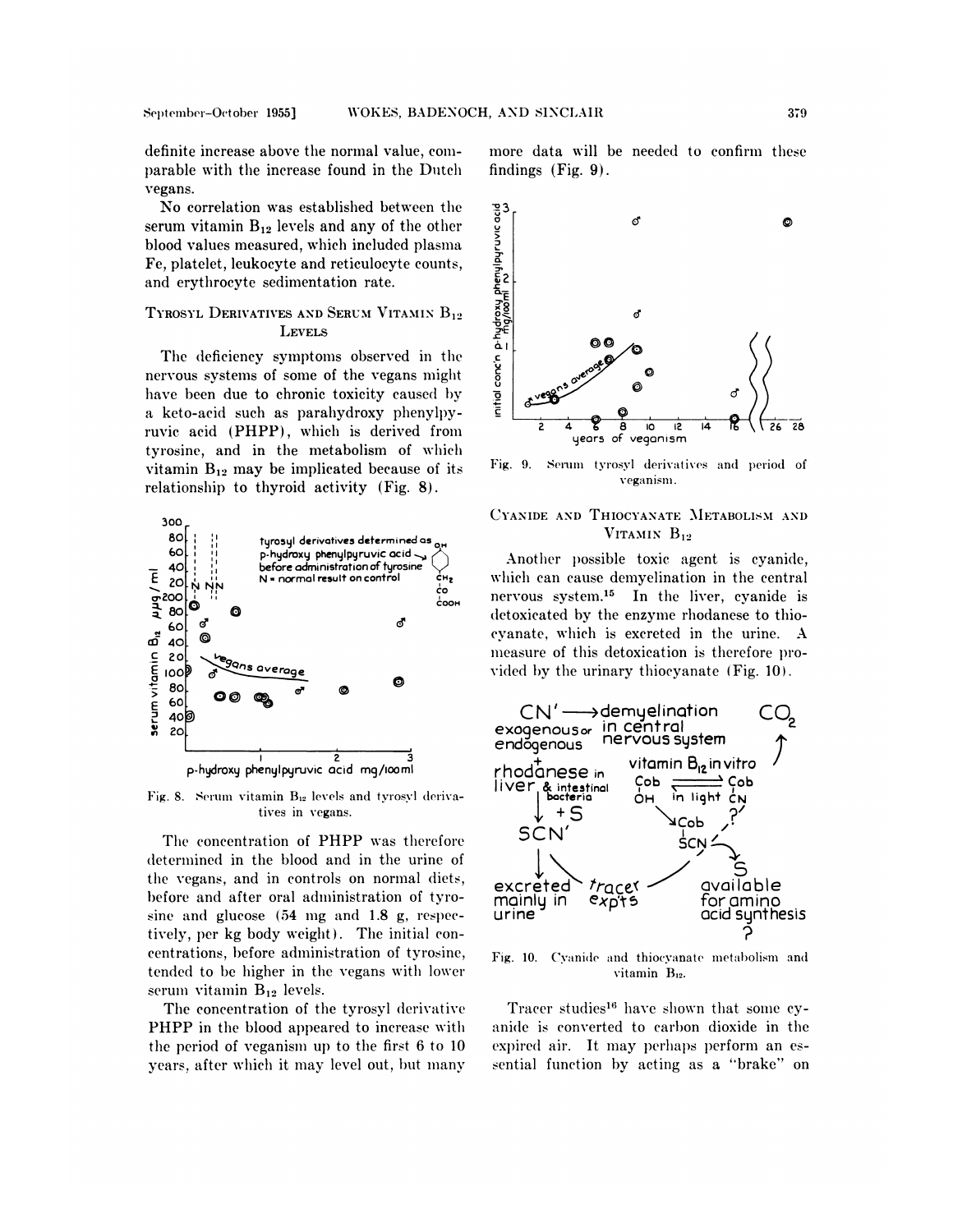definite increase above the normal value, comparable with the increase found in the Dutch vegans.

No correlation was established between the serum vitamin $B_{12}$ levels and any of the other blood values measured, which included plasma Fe, platelet, leukocyte and reticulocyte counts, and erythrocyte sedimentation rate.

## Tyrosyl Derivatives and Serum Vitamin $B_{12}$ Levels

The deficiency symptoms observed in the nervous systems of some of the vegans might have been due to chronic toxicity caused by a keto-acid such as parahydroxy phenylpyruvic acid (PHPP), which is derived from tyrosine, and in the metabolism of which vitamin $B_{12}$ may be implicated because of its relationship to thyroid activity (Fig. 8).

Fig. 8. Serum vitamin $B_{12}$ levels and tyrosyl derivatives in vegans.

The concentration of PHPP was therefore determined in the blood and in the urine of the vegans, and in controls on normal diets, before and after oral administration of tyrosine and glucose (54 mg and 1.8 g, respectively, per kg body weight). The initial concentrations, before administration of tyrosine, tended to be higher in the vegans with lower serum vitamin $B_{12}$ levels.

The concentration of the tyrosyl derivative PHPP in the blood appeared to increase with the period of veganism up to the first 6 to 10 years, after which it may level out, but many more data will be needed to confirm these findings (Fig. 9).

Fig. 9. Serum tyrosyl derivatives and period of veganism.

## Cyanide and Thiocyanate Metabolism and Vitamin $B_{12}$

Another possible toxic agent is cyanide, which can cause demyelination in the central nervous system.[15] In the liver, cyanide is detoxicated by the enzyme rhodanese to thiocyanate, which is excreted in the urine. A measure of this detoxication is therefore provided by the urinary thiocyanate (Fig. 10).

Fig. 10. Cyanide and thiocyanate metabolism and vitamin $B_{12}$.

Tracer studies[16] have shown that some cyanide is converted to carbon dioxide in the expired air. It may perhaps perform an essential function by acting as a "brake" on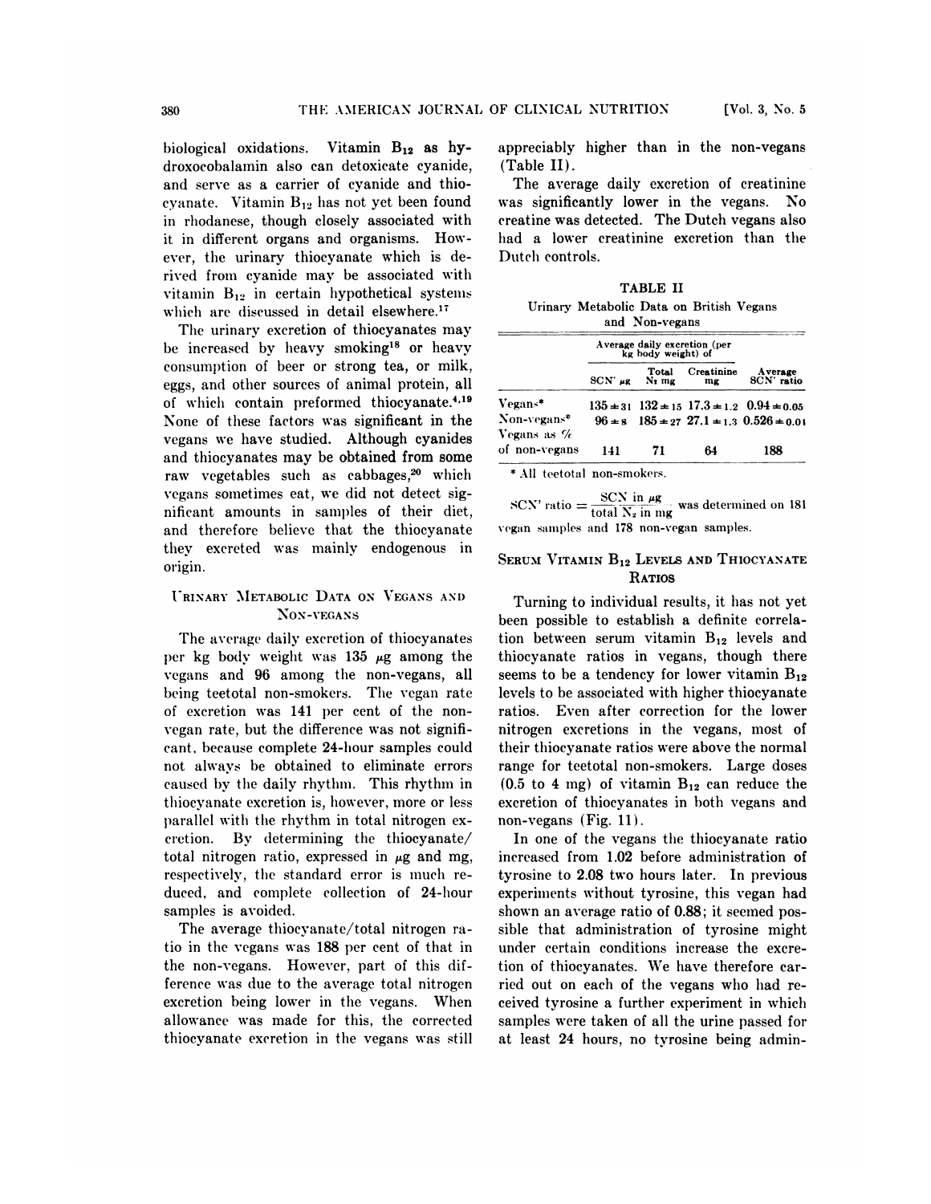biological oxidations. Vitamin $B_{12}$ as hydroxocobalamin also can detoxicate cyanide, and serve as a carrier of cyanide and thiocyanate. Vitamin $B_{12}$ has not yet been found in rhodanese, though closely associated with it in different organs and organisms. However, the urinary thiocyanate which is derived from cyanide may be associated with vitamin $B_{12}$ in certain hypothetical systems which are discussed in detail elsewhere.[17]

The urinary excretion of thiocyanates may be increased by heavy smoking[18] or heavy consumption of beer or strong tea, or milk, eggs, and other sources of animal protein, all of which contain preformed thiocyanate.[4,19] None of these factors was significant in the vegans we have studied. Although cyanides and thiocyanates may be obtained from some raw vegetables such as cabbages,[20] which vegans sometimes eat, we did not detect significant amounts in samples of their diet, and therefore believe that the thiocyanate they excreted was mainly endogenous in origin.

## Urinary Metabolic Data on Vegans and Non-vegans

The average daily excretion of thiocyanates per kg body weight was 135 μg among the vegans and 96 among the non-vegans, all being teetotal non-smokers. The vegan rate of excretion was 141 per cent of the non-vegan rate, but the difference was not significant, because complete 24-hour samples could not always be obtained to eliminate errors caused by the daily rhythm. This rhythm in thiocyanate excretion is, however, more or less parallel with the rhythm in total nitrogen excretion. By determining the thiocyanate/total nitrogen ratio, expressed in μg and mg, respectively, the standard error is much reduced, and complete collection of 24-hour samples is avoided.

The average thiocyanate/total nitrogen ratio in the vegans was 188 per cent of that in the non-vegans. However, part of this difference was due to the average total nitrogen excretion being lower in the vegans. When allowance was made for this, the corrected thiocyanate excretion in the vegans was still appreciably higher than in the non-vegans (Table II).

The average daily excretion of creatinine was significantly lower in the vegans. No creatine was detected. The Dutch vegans also had a lower creatinine excretion than the Dutch controls.

TABLE II

Urinary Metabolic Data on British Vegans and Non-vegans

| | Average daily excretion (per kg body weight) of | | | |
|---|---|---|---|---|
| | $SCN'$ μg | Total $N_2$ mg | Creatinine mg | Average $SCN'$ ratio |
| Vegans* | 135 ± 31 | 132 ± 15 | 17.3 ± 1.2 | 0.94 ± 0.05 |
| Non-vegans* | 96 ± 8 | 185 ± 27 | 27.1 ± 1.3 | 0.526 ± 0.01 |
| Vegans as % of non-vegans | 141 | 71 | 64 | 188 |

\* All teetotal non-smokers.

$SCN' \text{ ratio} = \frac{SCN \text{ in } \mu g}{\text{total } N_2 \text{ in mg}}$ was determined on 181 vegan samples and 178 non-vegan samples.

## Serum Vitamin $B_{12}$ Levels and Thiocyanate Ratios

Turning to individual results, it has not yet been possible to establish a definite correlation between serum vitamin $B_{12}$ levels and thiocyanate ratios in vegans, though there seems to be a tendency for lower vitamin $B_{12}$ levels to be associated with higher thiocyanate ratios. Even after correction for the lower nitrogen excretions in the vegans, most of their thiocyanate ratios were above the normal range for teetotal non-smokers. Large doses (0.5 to 4 mg) of vitamin $B_{12}$ can reduce the excretion of thiocyanates in both vegans and non-vegans (Fig. 11).

In one of the vegans the thiocyanate ratio increased from 1.02 before administration of tyrosine to 2.08 two hours later. In previous experiments without tyrosine, this vegan had shown an average ratio of 0.88; it seemed possible that administration of tyrosine might under certain conditions increase the excretion of thiocyanates. We have therefore carried out on each of the vegans who had received tyrosine a further experiment in which samples were taken of all the urine passed for at least 24 hours, no tyrosine being admin-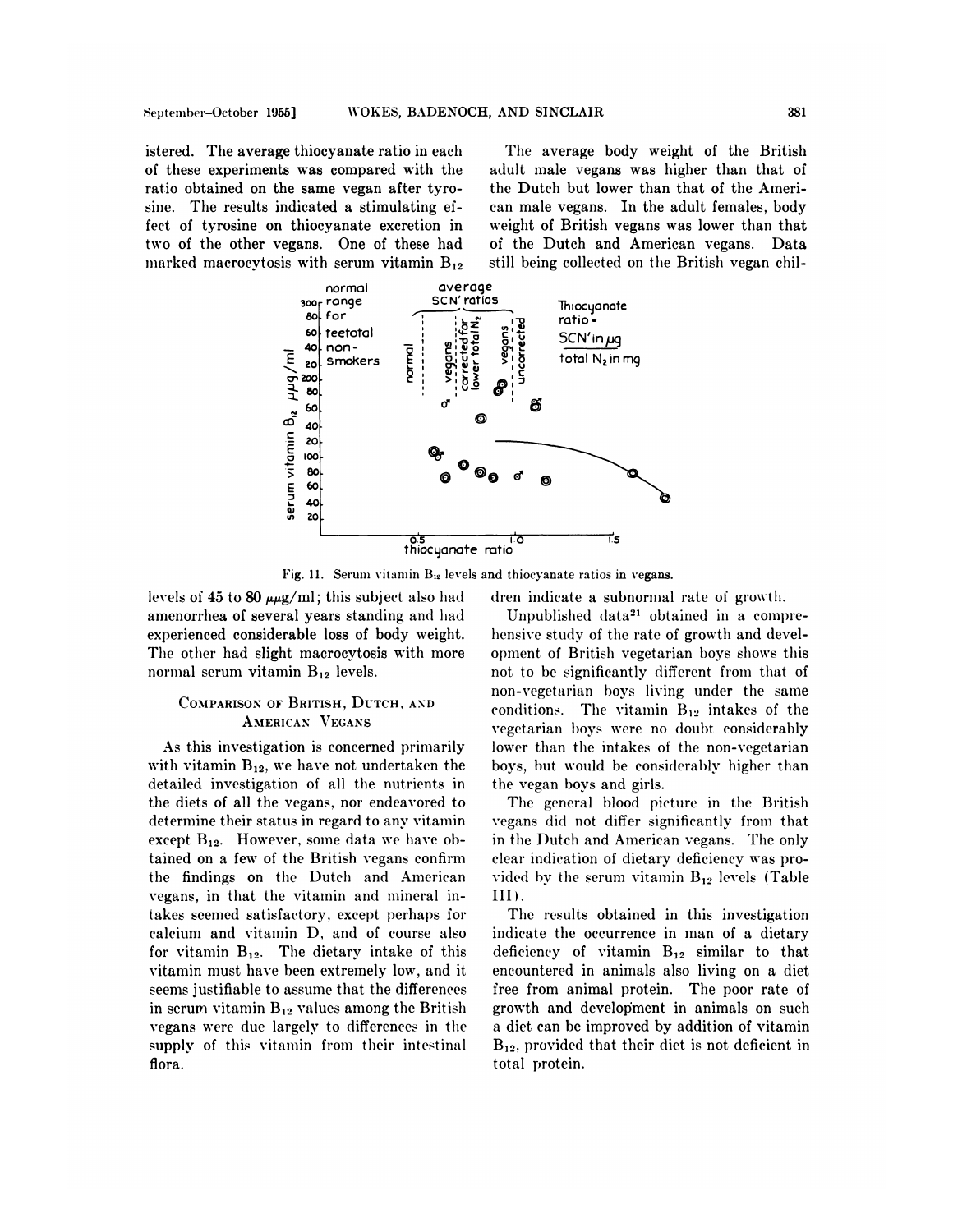istered. The average thiocyanate ratio in each of these experiments was compared with the ratio obtained on the same vegan after tyrosine. The results indicated a stimulating effect of tyrosine on thiocyanate excretion in two of the other vegans. One of these had marked macrocytosis with serum vitamin $B_{12}$ levels of 45 to 80 $\mu\mu$g/ml; this subject also had amenorrhea of several years standing and had experienced considerable loss of body weight. The other had slight macrocytosis with more normal serum vitamin $B_{12}$ levels.

## Comparison of British, Dutch, and American Vegans

As this investigation is concerned primarily with vitamin $B_{12}$, we have not undertaken the detailed investigation of all the nutrients in the diets of all the vegans, nor endeavored to determine their status in regard to any vitamin except $B_{12}$. However, some data we have obtained on a few of the British vegans confirm the findings on the Dutch and American vegans, in that the vitamin and mineral intakes seemed satisfactory, except perhaps for calcium and vitamin D, and of course also for vitamin $B_{12}$. The dietary intake of this vitamin must have been extremely low, and it seems justifiable to assume that the differences in serum vitamin $B_{12}$ values among the British vegans were due largely to differences in the supply of this vitamin from their intestinal flora.

The average body weight of the British adult male vegans was higher than that of the Dutch but lower than that of the American male vegans. In the adult females, body weight of British vegans was lower than that of the Dutch and American vegans. Data still being collected on the British vegan children indicate a subnormal rate of growth.

Fig. 11. Serum vitamin $B_{12}$ levels and thiocyanate ratios in vegans.

Unpublished data[21] obtained in a comprehensive study of the rate of growth and development of British vegetarian boys shows this not to be significantly different from that of non-vegetarian boys living under the same conditions. The vitamin $B_{12}$ intakes of the vegetarian boys were no doubt considerably lower than the intakes of the non-vegetarian boys, but would be considerably higher than the vegan boys and girls.

The general blood picture in the British vegans did not differ significantly from that in the Dutch and American vegans. The only clear indication of dietary deficiency was provided by the serum vitamin $B_{12}$ levels (Table III).

The results obtained in this investigation indicate the occurrence in man of a dietary deficiency of vitamin $B_{12}$ similar to that encountered in animals also living on a diet free from animal protein. The poor rate of growth and development in animals on such a diet can be improved by addition of vitamin $B_{12}$, provided that their diet is not deficient in total protein.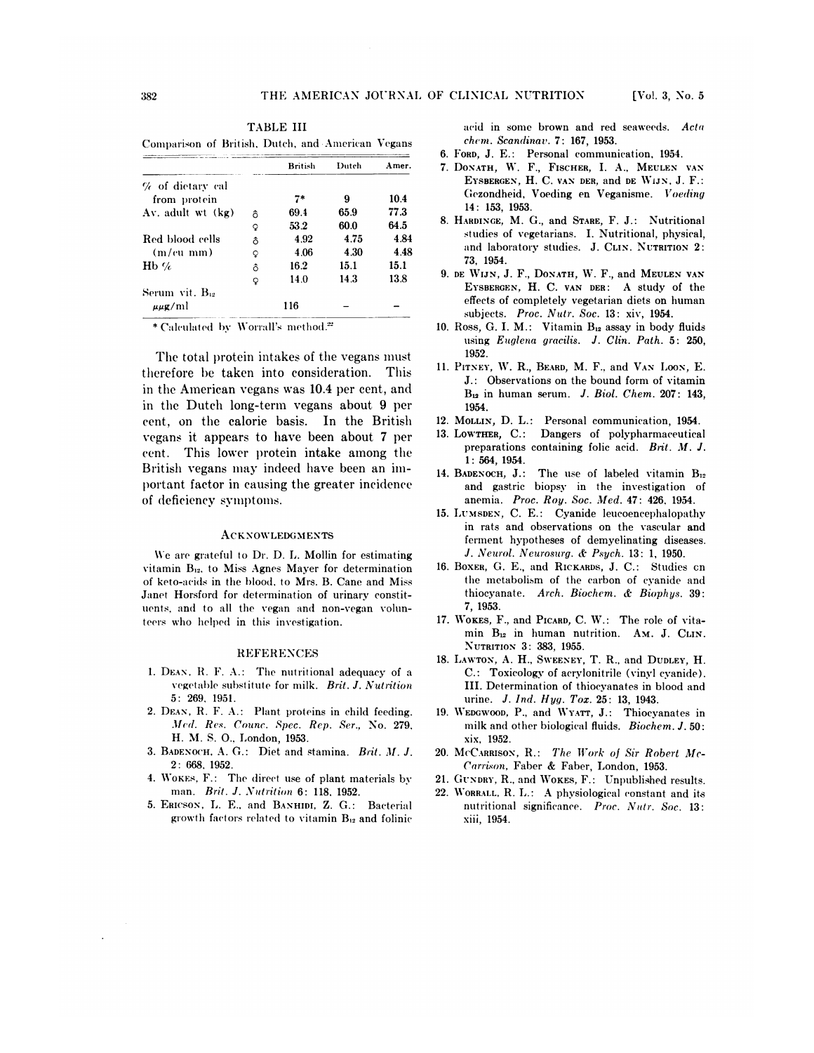TABLE III

Comparison of British, Dutch, and American Vegans

| | | British | Dutch | Amer. |
|---|---|---|---|---|
| % of dietary cal from protein | | 7* | 9 | 10.4 |
| Av. adult wt (kg) | ♂ | 69.4 | 65.9 | 77.3 |
| | ♀ | 53.2 | 60.0 | 64.5 |
| Red blood cells (m/cu mm) | ♂ | 4.92 | 4.75 | 4.84 |
| | ♀ | 4.06 | 4.30 | 4.48 |
| Hb % | ♂ | 16.2 | 15.1 | 15.1 |
| | ♀ | 14.0 | 14.3 | 13.8 |
| Serum vit. $B_{12}$ $\mu\mu g$/ml | | 116 | – | – |

\* Calculated by Worrall's method.[22]

The total protein intakes of the vegans must therefore be taken into consideration. This in the American vegans was 10.4 per cent, and in the Dutch long-term vegans about 9 per cent, on the calorie basis. In the British vegans it appears to have been about 7 per cent. This lower protein intake among the British vegans may indeed have been an important factor in causing the greater incidence of deficiency symptoms.

## Acknowledgments

We are grateful to Dr. D. L. Mollin for estimating vitamin $B_{12}$, to Miss Agnes Mayer for determination of keto-acids in the blood, to Mrs. B. Cane and Miss Janet Horsford for determination of urinary constituents, and to all the vegan and non-vegan volunteers who helped in this investigation.

## References

1. Dean, R. F. A.: The nutritional adequacy of a vegetable substitute for milk. *Brit. J. Nutrition* 5: 269, 1951.
2. Dean, R. F. A.: Plant proteins in child feeding. *Med. Res. Counc. Spec. Rep. Ser.*, No. 279, H. M. S. O., London, 1953.
3. Badenoch, A. G.: Diet and stamina. *Brit. M. J.* 2: 668, 1952.
4. Wokes, F.: The direct use of plant materials by man. *Brit. J. Nutrition* 6: 118, 1952.
5. Ericson, L. E., and Banhidi, Z. G.: Bacterial growth factors related to vitamin $B_{12}$ and folinic acid in some brown and red seaweeds. *Acta chem. Scandinav.* 7: 167, 1953.
6. Ford, J. E.: Personal communication, 1954.
7. Donath, W. F., Fischer, I. A., Meulen van Eysbergen, H. C. van der, and de Wijn, J. F.: Gezondheid, Voeding en Veganisme. *Voeding* 14: 153, 1953.
8. Hardinge, M. G., and Stare, F. J.: Nutritional studies of vegetarians. I. Nutritional, physical, and laboratory studies. J. Clin. Nutrition 2: 73, 1954.
9. de Wijn, J. F., Donath, W. F., and Meulen van Eysbergen, H. C. van der: A study of the effects of completely vegetarian diets on human subjects. *Proc. Nutr. Soc.* 13: xiv, 1954.
10. Ross, G. I. M.: Vitamin $B_{12}$ assay in body fluids using *Euglena gracilis*. *J. Clin. Path.* 5: 250, 1952.
11. Pitney, W. R., Beard, M. F., and Van Loon, E. J.: Observations on the bound form of vitamin $B_{12}$ in human serum. *J. Biol. Chem.* 207: 143, 1954.
12. Mollin, D. L.: Personal communication, 1954.
13. Lowther, C.: Dangers of polypharmaceutical preparations containing folic acid. *Brit. M. J.* 1: 564, 1954.
14. Badenoch, J.: The use of labeled vitamin $B_{12}$ and gastric biopsy in the investigation of anemia. *Proc. Roy. Soc. Med.* 47: 426, 1954.
15. Lumsden, C. E.: Cyanide leucoencephalopathy in rats and observations on the vascular and ferment hypotheses of demyelinating diseases. *J. Neurol. Neurosurg. & Psych.* 13: 1, 1950.
16. Boxer, G. E., and Rickards, J. C.: Studies on the metabolism of the carbon of cyanide and thiocyanate. *Arch. Biochem. & Biophys.* 39: 7, 1953.
17. Wokes, F., and Picard, C. W.: The role of vitamin $B_{12}$ in human nutrition. Am. J. Clin. Nutrition 3: 383, 1955.
18. Lawton, A. H., Sweeney, T. R., and Dudley, H. C.: Toxicology of acrylonitrile (vinyl cyanide). III. Determination of thiocyanates in blood and urine. *J. Ind. Hyg. Tox.* 25: 13, 1943.
19. Wedgwood, P., and Wyatt, J.: Thiocyanates in milk and other biological fluids. *Biochem. J.* 50: xix, 1952.
20. McCarrison, R.: *The Work of Sir Robert McCarrison*, Faber & Faber, London, 1953.
21. Gundry, R., and Wokes, F.: Unpublished results.
22. Worrall, R. L.: A physiological constant and its nutritional significance. *Proc. Nutr. Soc.* 13: xiii, 1954.